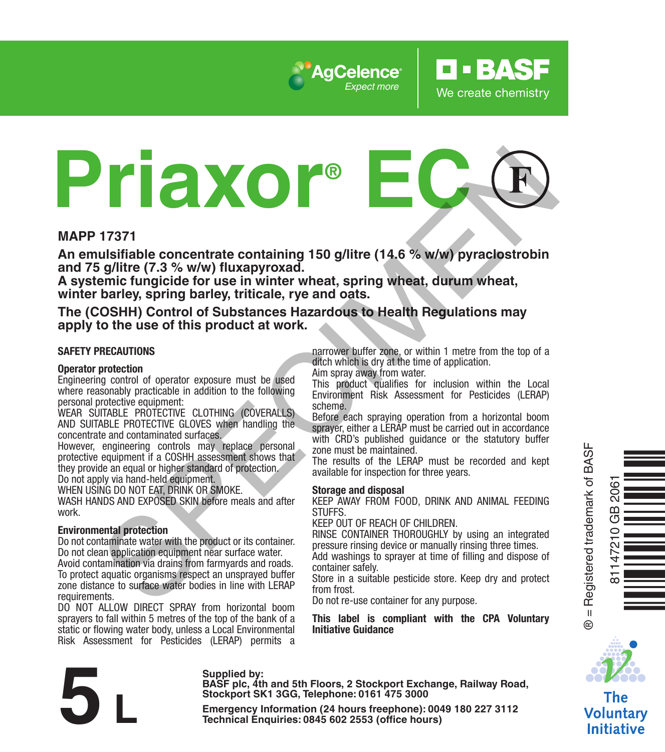AgCelence® Expect more

BASF We create chemistry

# Priaxor® EC (F)

**MAPP 17371**

**An emulsifiable concentrate containing 150 g/litre (14.6 % w/w) pyraclostrobin and 75 g/litre (7.3 % w/w) fluxapyroxad.**
**A systemic fungicide for use in winter wheat, spring wheat, durum wheat, winter barley, spring barley, triticale, rye and oats.**

**The (COSHH) Control of Substances Hazardous to Health Regulations may apply to the use of this product at work.**

## SAFETY PRECAUTIONS

### Operator protection

Engineering control of operator exposure must be used where reasonably practicable in addition to the following personal protective equipment:
WEAR SUITABLE PROTECTIVE CLOTHING (COVERALLS) AND SUITABLE PROTECTIVE GLOVES when handling the concentrate and contaminated surfaces.
However, engineering controls may replace personal protective equipment if a COSHH assessment shows that they provide an equal or higher standard of protection.
Do not apply via hand-held equipment.
WHEN USING DO NOT EAT, DRINK OR SMOKE.
WASH HANDS AND EXPOSED SKIN before meals and after work.

### Environmental protection

Do not contaminate water with the product or its container.
Do not clean application equipment near surface water.
Avoid contamination via drains from farmyards and roads.
To protect aquatic organisms respect an unsprayed buffer zone distance to surface water bodies in line with LERAP requirements.
DO NOT ALLOW DIRECT SPRAY from horizontal boom sprayers to fall within 5 metres of the top of the bank of a static or flowing water body, unless a Local Environmental Risk Assessment for Pesticides (LERAP) permits a narrower buffer zone, or within 1 metre from the top of a ditch which is dry at the time of application.
Aim spray away from water.
This product qualifies for inclusion within the Local Environment Risk Assessment for Pesticides (LERAP) scheme.
Before each spraying operation from a horizontal boom sprayer, either a LERAP must be carried out in accordance with CRD's published guidance or the statutory buffer zone must be maintained.
The results of the LERAP must be recorded and kept available for inspection for three years.

### Storage and disposal

KEEP AWAY FROM FOOD, DRINK AND ANIMAL FEEDING STUFFS.
KEEP OUT OF REACH OF CHILDREN.
RINSE CONTAINER THOROUGHLY by using an integrated pressure rinsing device or manually rinsing three times.
Add washings to sprayer at time of filling and dispose of container safely.
Store in a suitable pesticide store. Keep dry and protect from frost.
Do not re-use container for any purpose.

**This label is compliant with the CPA Voluntary Initiative Guidance**

® = Registered trademark of BASF

81147210 GB 2061

The Voluntary Initiative

# 5 L

**Supplied by:**
**BASF plc, 4th and 5th Floors, 2 Stockport Exchange, Railway Road, Stockport SK1 3GG, Telephone: 0161 475 3000**

**Emergency Information (24 hours freephone): 0049 180 227 3112**
**Technical Enquiries: 0845 602 2553 (office hours)**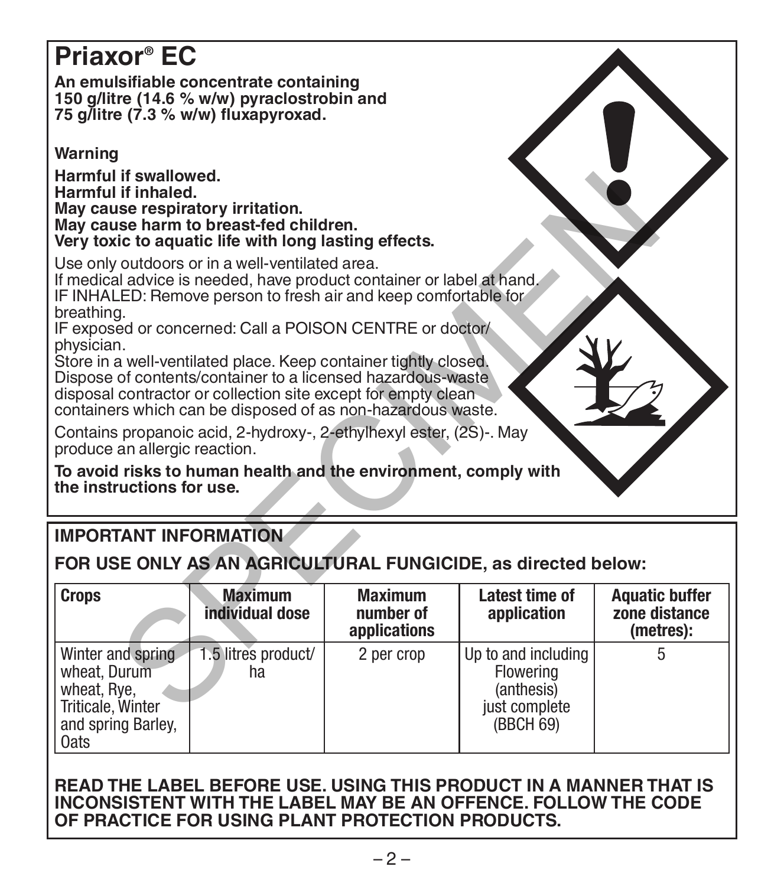# Priaxor® EC

**An emulsifiable concentrate containing 150 g/litre (14.6 % w/w) pyraclostrobin and 75 g/litre (7.3 % w/w) fluxapyroxad.**

**Warning**

**Harmful if swallowed.**
**Harmful if inhaled.**
**May cause respiratory irritation.**
**May cause harm to breast-fed children.**
**Very toxic to aquatic life with long lasting effects.**

Use only outdoors or in a well-ventilated area.
If medical advice is needed, have product container or label at hand.
IF INHALED: Remove person to fresh air and keep comfortable for breathing.
IF exposed or concerned: Call a POISON CENTRE or doctor/physician.
Store in a well-ventilated place. Keep container tightly closed.
Dispose of contents/container to a licensed hazardous-waste disposal contractor or collection site except for empty clean containers which can be disposed of as non-hazardous waste.

Contains propanoic acid, 2-hydroxy-, 2-ethylhexyl ester, (2S)-. May produce an allergic reaction.

**To avoid risks to human health and the environment, comply with the instructions for use.**

## IMPORTANT INFORMATION

**FOR USE ONLY AS AN AGRICULTURAL FUNGICIDE, as directed below:**

| Crops | Maximum individual dose | Maximum number of applications | Latest time of application | Aquatic buffer zone distance (metres): |
|---|---|---|---|---|
| Winter and spring wheat, Durum wheat, Rye, Triticale, Winter and spring Barley, Oats | 1.5 litres product/ha | 2 per crop | Up to and including Flowering (anthesis) just complete (BBCH 69) | 5 |

**READ THE LABEL BEFORE USE. USING THIS PRODUCT IN A MANNER THAT IS INCONSISTENT WITH THE LABEL MAY BE AN OFFENCE. FOLLOW THE CODE OF PRACTICE FOR USING PLANT PROTECTION PRODUCTS.**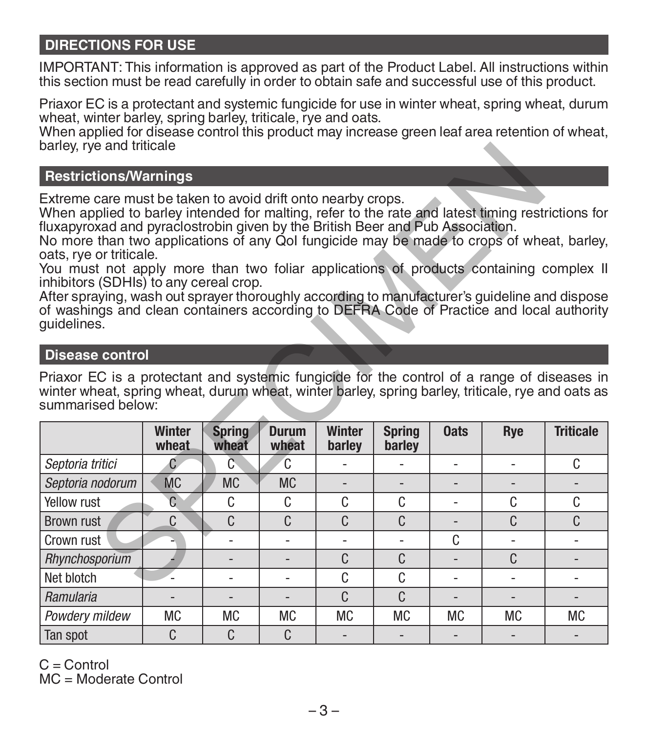## DIRECTIONS FOR USE

IMPORTANT: This information is approved as part of the Product Label. All instructions within this section must be read carefully in order to obtain safe and successful use of this product.

Priaxor EC is a protectant and systemic fungicide for use in winter wheat, spring wheat, durum wheat, winter barley, spring barley, triticale, rye and oats.
When applied for disease control this product may increase green leaf area retention of wheat, barley, rye and triticale

### Restrictions/Warnings

Extreme care must be taken to avoid drift onto nearby crops.
When applied to barley intended for malting, refer to the rate and latest timing restrictions for fluxapyroxad and pyraclostrobin given by the British Beer and Pub Association.
No more than two applications of any QoI fungicide may be made to crops of wheat, barley, oats, rye or triticale.
You must not apply more than two foliar applications of products containing complex II inhibitors (SDHIs) to any cereal crop.
After spraying, wash out sprayer thoroughly according to manufacturer's guideline and dispose of washings and clean containers according to DEFRA Code of Practice and local authority guidelines.

### Disease control

Priaxor EC is a protectant and systemic fungicide for the control of a range of diseases in winter wheat, spring wheat, durum wheat, winter barley, spring barley, triticale, rye and oats as summarised below:

| | Winter wheat | Spring wheat | Durum wheat | Winter barley | Spring barley | Oats | Rye | Triticale |
|---|---|---|---|---|---|---|---|---|
| *Septoria tritici* | C | C | C | - | - | - | - | C |
| *Septoria nodorum* | MC | MC | MC | - | - | - | - | - |
| Yellow rust | C | C | C | C | C | - | C | C |
| Brown rust | C | C | C | C | C | - | C | C |
| Crown rust | - | - | - | - | - | C | - | - |
| *Rhynchosporium* | - | - | - | C | C | - | C | - |
| Net blotch | - | - | - | C | C | - | - | - |
| *Ramularia* | - | - | - | C | C | - | - | - |
| *Powdery mildew* | MC | MC | MC | MC | MC | MC | MC | MC |
| Tan spot | C | C | C | - | - | - | - | - |

C = Control
MC = Moderate Control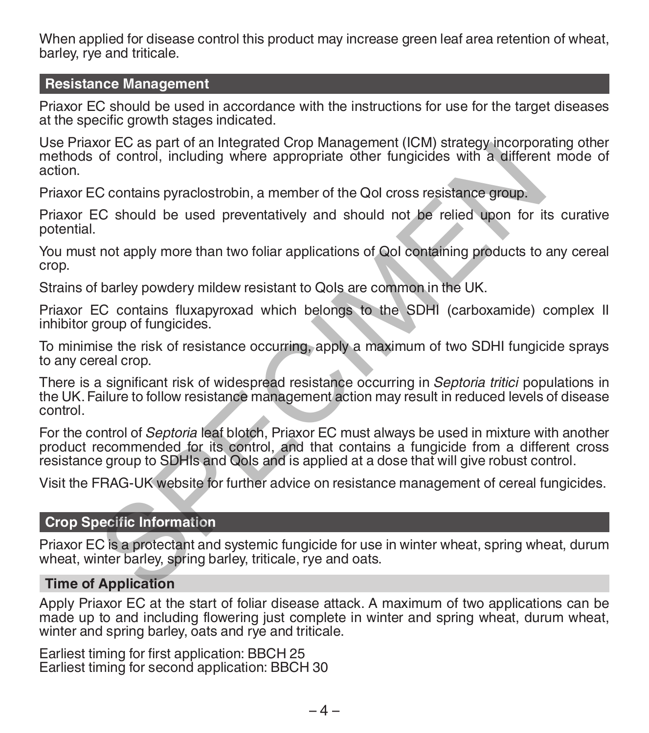When applied for disease control this product may increase green leaf area retention of wheat, barley, rye and triticale.

## Resistance Management

Priaxor EC should be used in accordance with the instructions for use for the target diseases at the specific growth stages indicated.

Use Priaxor EC as part of an Integrated Crop Management (ICM) strategy incorporating other methods of control, including where appropriate other fungicides with a different mode of action.

Priaxor EC contains pyraclostrobin, a member of the QoI cross resistance group.

Priaxor EC should be used preventatively and should not be relied upon for its curative potential.

You must not apply more than two foliar applications of QoI containing products to any cereal crop.

Strains of barley powdery mildew resistant to QoIs are common in the UK.

Priaxor EC contains fluxapyroxad which belongs to the SDHI (carboxamide) complex II inhibitor group of fungicides.

To minimise the risk of resistance occurring, apply a maximum of two SDHI fungicide sprays to any cereal crop.

There is a significant risk of widespread resistance occurring in *Septoria tritici* populations in the UK. Failure to follow resistance management action may result in reduced levels of disease control.

For the control of *Septoria* leaf blotch, Priaxor EC must always be used in mixture with another product recommended for its control, and that contains a fungicide from a different cross resistance group to SDHIs and QoIs and is applied at a dose that will give robust control.

Visit the FRAG-UK website for further advice on resistance management of cereal fungicides.

## Crop Specific Information

Priaxor EC is a protectant and systemic fungicide for use in winter wheat, spring wheat, durum wheat, winter barley, spring barley, triticale, rye and oats.

### Time of Application

Apply Priaxor EC at the start of foliar disease attack. A maximum of two applications can be made up to and including flowering just complete in winter and spring wheat, durum wheat, winter and spring barley, oats and rye and triticale.

Earliest timing for first application: BBCH 25
Earliest timing for second application: BBCH 30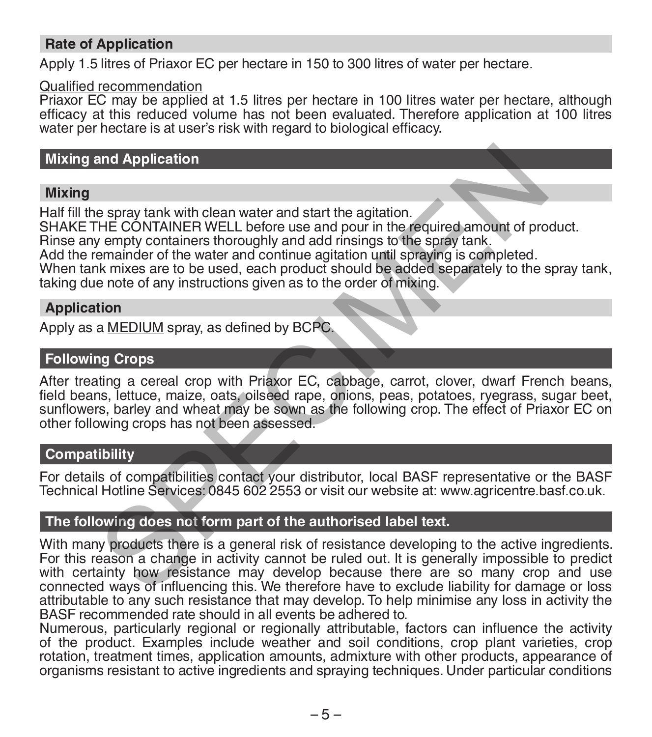## Rate of Application

Apply 1.5 litres of Priaxor EC per hectare in 150 to 300 litres of water per hectare.

Qualified recommendation

Priaxor EC may be applied at 1.5 litres per hectare in 100 litres water per hectare, although efficacy at this reduced volume has not been evaluated. Therefore application at 100 litres water per hectare is at user's risk with regard to biological efficacy.

## Mixing and Application

### Mixing

Half fill the spray tank with clean water and start the agitation.
SHAKE THE CONTAINER WELL before use and pour in the required amount of product.
Rinse any empty containers thoroughly and add rinsings to the spray tank.
Add the remainder of the water and continue agitation until spraying is completed.
When tank mixes are to be used, each product should be added separately to the spray tank, taking due note of any instructions given as to the order of mixing.

### Application

Apply as a MEDIUM spray, as defined by BCPC.

## Following Crops

After treating a cereal crop with Priaxor EC, cabbage, carrot, clover, dwarf French beans, field beans, lettuce, maize, oats, oilseed rape, onions, peas, potatoes, ryegrass, sugar beet, sunflowers, barley and wheat may be sown as the following crop. The effect of Priaxor EC on other following crops has not been assessed.

## Compatibility

For details of compatibilities contact your distributor, local BASF representative or the BASF Technical Hotline Services: 0845 602 2553 or visit our website at: www.agricentre.basf.co.uk.

## The following does not form part of the authorised label text.

With many products there is a general risk of resistance developing to the active ingredients. For this reason a change in activity cannot be ruled out. It is generally impossible to predict with certainty how resistance may develop because there are so many crop and use connected ways of influencing this. We therefore have to exclude liability for damage or loss attributable to any such resistance that may develop. To help minimise any loss in activity the BASF recommended rate should in all events be adhered to.
Numerous, particularly regional or regionally attributable, factors can influence the activity of the product. Examples include weather and soil conditions, crop plant varieties, crop rotation, treatment times, application amounts, admixture with other products, appearance of organisms resistant to active ingredients and spraying techniques. Under particular conditions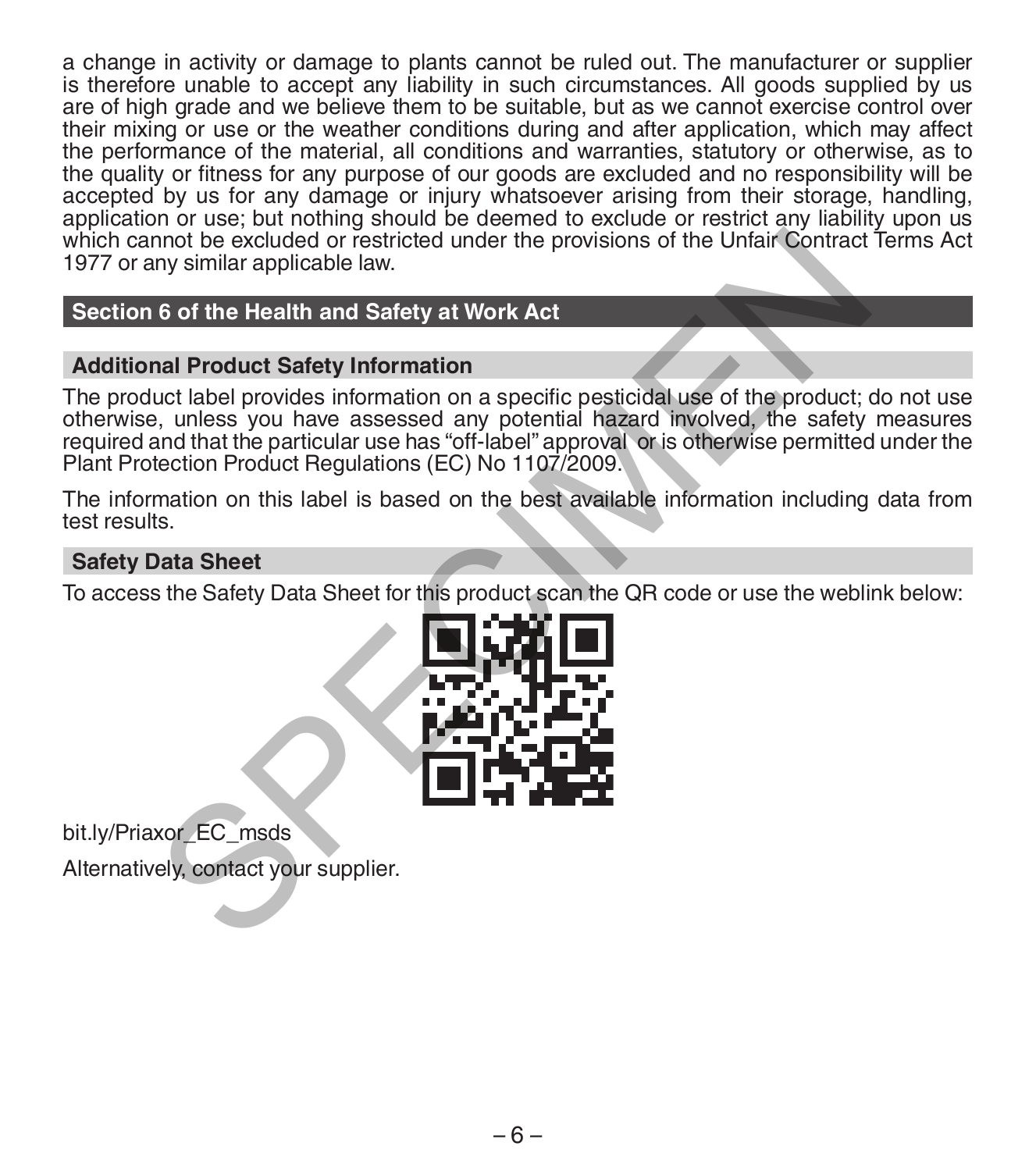a change in activity or damage to plants cannot be ruled out. The manufacturer or supplier is therefore unable to accept any liability in such circumstances. All goods supplied by us are of high grade and we believe them to be suitable, but as we cannot exercise control over their mixing or use or the weather conditions during and after application, which may affect the performance of the material, all conditions and warranties, statutory or otherwise, as to the quality or fitness for any purpose of our goods are excluded and no responsibility will be accepted by us for any damage or injury whatsoever arising from their storage, handling, application or use; but nothing should be deemed to exclude or restrict any liability upon us which cannot be excluded or restricted under the provisions of the Unfair Contract Terms Act 1977 or any similar applicable law.

## Section 6 of the Health and Safety at Work Act

### Additional Product Safety Information

The product label provides information on a specific pesticidal use of the product; do not use otherwise, unless you have assessed any potential hazard involved, the safety measures required and that the particular use has "off-label" approval or is otherwise permitted under the Plant Protection Product Regulations (EC) No 1107/2009.

The information on this label is based on the best available information including data from test results.

### Safety Data Sheet

To access the Safety Data Sheet for this product scan the QR code or use the weblink below:

bit.ly/Priaxor_EC_msds

Alternatively, contact your supplier.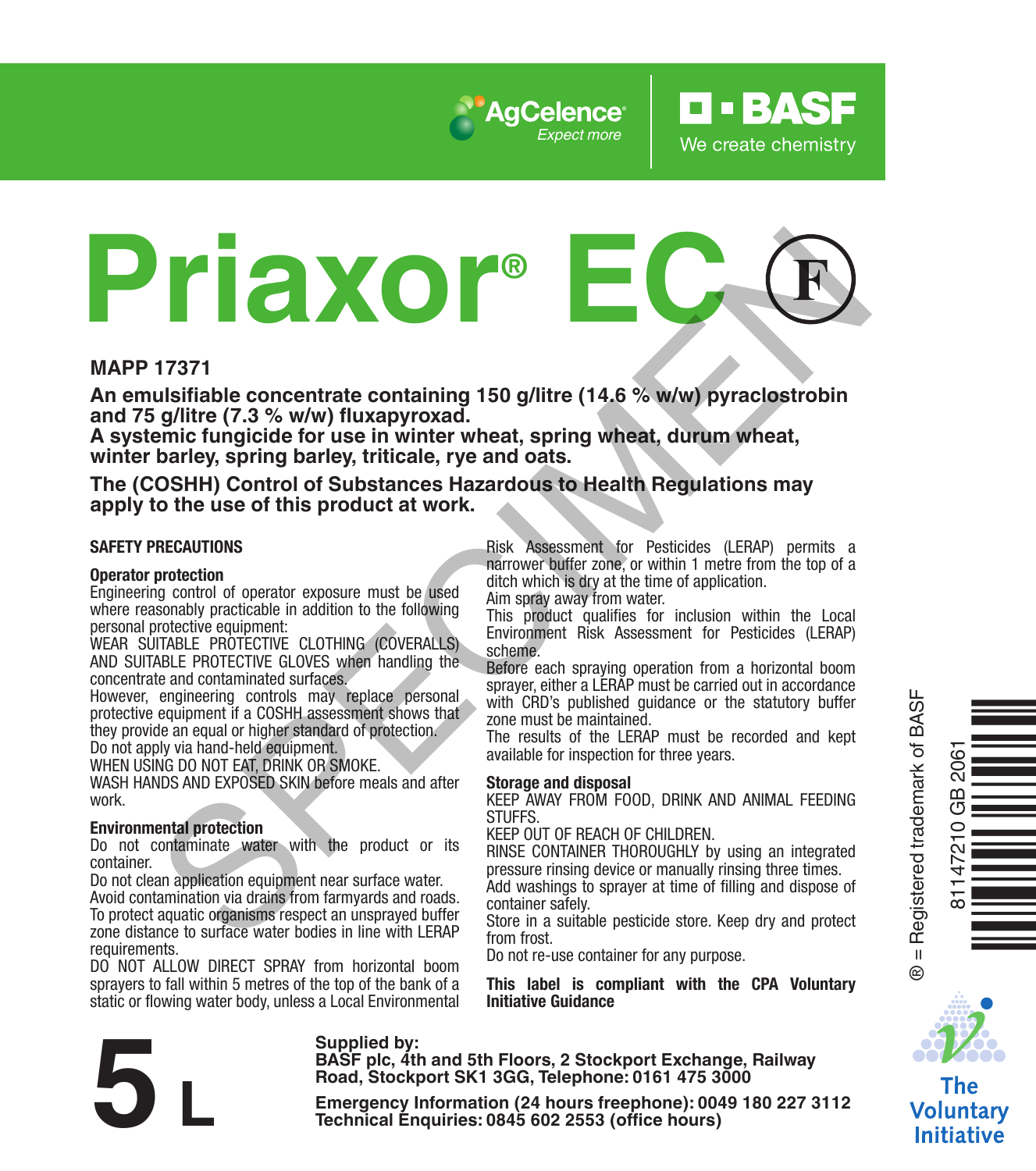AgCelence® Expect more

BASF We create chemistry

# Priaxor® EC (F)

SPECIMEN

**MAPP 17371**

**An emulsifiable concentrate containing 150 g/litre (14.6 % w/w) pyraclostrobin and 75 g/litre (7.3 % w/w) fluxapyroxad.**
**A systemic fungicide for use in winter wheat, spring wheat, durum wheat, winter barley, spring barley, triticale, rye and oats.**

**The (COSHH) Control of Substances Hazardous to Health Regulations may apply to the use of this product at work.**

## SAFETY PRECAUTIONS

### Operator protection

Engineering control of operator exposure must be used where reasonably practicable in addition to the following personal protective equipment:
WEAR SUITABLE PROTECTIVE CLOTHING (COVERALLS) AND SUITABLE PROTECTIVE GLOVES when handling the concentrate and contaminated surfaces.
However, engineering controls may replace personal protective equipment if a COSHH assessment shows that they provide an equal or higher standard of protection.
Do not apply via hand-held equipment.
WHEN USING DO NOT EAT, DRINK OR SMOKE.
WASH HANDS AND EXPOSED SKIN before meals and after work.

### Environmental protection

Do not contaminate water with the product or its container.
Do not clean application equipment near surface water.
Avoid contamination via drains from farmyards and roads.
To protect aquatic organisms respect an unsprayed buffer zone distance to surface water bodies in line with LERAP requirements.
DO NOT ALLOW DIRECT SPRAY from horizontal boom sprayers to fall within 5 metres of the top of the bank of a static or flowing water body, unless a Local Environmental Risk Assessment for Pesticides (LERAP) permits a narrower buffer zone, or within 1 metre from the top of a ditch which is dry at the time of application.
Aim spray away from water.
This product qualifies for inclusion within the Local Environment Risk Assessment for Pesticides (LERAP) scheme.
Before each spraying operation from a horizontal boom sprayer, either a LERAP must be carried out in accordance with CRD's published guidance or the statutory buffer zone must be maintained.
The results of the LERAP must be recorded and kept available for inspection for three years.

### Storage and disposal

KEEP AWAY FROM FOOD, DRINK AND ANIMAL FEEDING STUFFS.
KEEP OUT OF REACH OF CHILDREN.
RINSE CONTAINER THOROUGHLY by using an integrated pressure rinsing device or manually rinsing three times.
Add washings to sprayer at time of filling and dispose of container safely.
Store in a suitable pesticide store. Keep dry and protect from frost.
Do not re-use container for any purpose.

**This label is compliant with the CPA Voluntary Initiative Guidance**

® = Registered trademark of BASF

81147210 GB 2061

The Voluntary Initiative

**5 L**

**Supplied by:**
**BASF plc, 4th and 5th Floors, 2 Stockport Exchange, Railway Road, Stockport SK1 3GG, Telephone: 0161 475 3000**

**Emergency Information (24 hours freephone): 0049 180 227 3112**
**Technical Enquiries: 0845 602 2553 (office hours)**